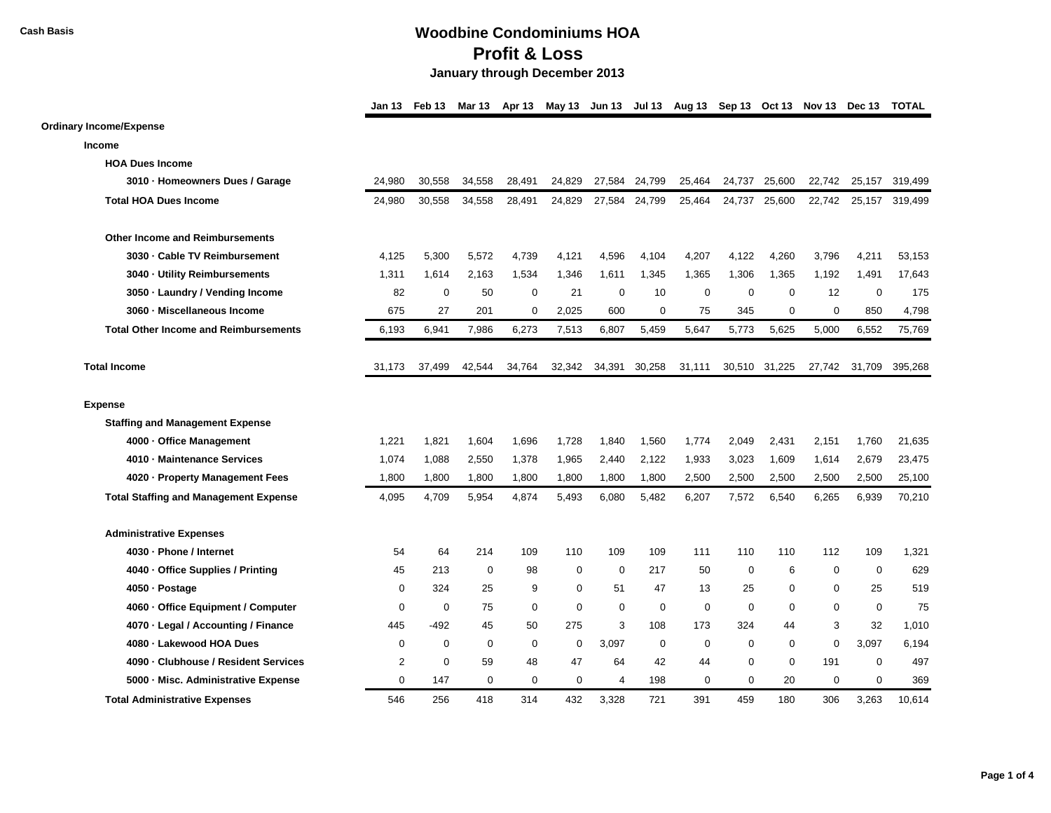Cash Basis

# Woodbine Condominiums HOA
## Profit & Loss
### January through December 2013

| | Jan 13 | Feb 13 | Mar 13 | Apr 13 | May 13 | Jun 13 | Jul 13 | Aug 13 | Sep 13 | Oct 13 | Nov 13 | Dec 13 | TOTAL |
|---|---|---|---|---|---|---|---|---|---|---|---|---|---|
| **Ordinary Income/Expense** | | | | | | | | | | | | | |
| **Income** | | | | | | | | | | | | | |
| **HOA Dues Income** | | | | | | | | | | | | | |
| **3010 · Homeowners Dues / Garage** | 24,980 | 30,558 | 34,558 | 28,491 | 24,829 | 27,584 | 24,799 | 25,464 | 24,737 | 25,600 | 22,742 | 25,157 | 319,499 |
| **Total HOA Dues Income** | 24,980 | 30,558 | 34,558 | 28,491 | 24,829 | 27,584 | 24,799 | 25,464 | 24,737 | 25,600 | 22,742 | 25,157 | 319,499 |
| **Other Income and Reimbursements** | | | | | | | | | | | | | |
| **3030 · Cable TV Reimbursement** | 4,125 | 5,300 | 5,572 | 4,739 | 4,121 | 4,596 | 4,104 | 4,207 | 4,122 | 4,260 | 3,796 | 4,211 | 53,153 |
| **3040 · Utility Reimbursements** | 1,311 | 1,614 | 2,163 | 1,534 | 1,346 | 1,611 | 1,345 | 1,365 | 1,306 | 1,365 | 1,192 | 1,491 | 17,643 |
| **3050 · Laundry / Vending Income** | 82 | 0 | 50 | 0 | 21 | 0 | 10 | 0 | 0 | 0 | 12 | 0 | 175 |
| **3060 · Miscellaneous Income** | 675 | 27 | 201 | 0 | 2,025 | 600 | 0 | 75 | 345 | 0 | 0 | 850 | 4,798 |
| **Total Other Income and Reimbursements** | 6,193 | 6,941 | 7,986 | 6,273 | 7,513 | 6,807 | 5,459 | 5,647 | 5,773 | 5,625 | 5,000 | 6,552 | 75,769 |
| **Total Income** | 31,173 | 37,499 | 42,544 | 34,764 | 32,342 | 34,391 | 30,258 | 31,111 | 30,510 | 31,225 | 27,742 | 31,709 | 395,268 |
| **Expense** | | | | | | | | | | | | | |
| **Staffing and Management Expense** | | | | | | | | | | | | | |
| **4000 · Office Management** | 1,221 | 1,821 | 1,604 | 1,696 | 1,728 | 1,840 | 1,560 | 1,774 | 2,049 | 2,431 | 2,151 | 1,760 | 21,635 |
| **4010 · Maintenance Services** | 1,074 | 1,088 | 2,550 | 1,378 | 1,965 | 2,440 | 2,122 | 1,933 | 3,023 | 1,609 | 1,614 | 2,679 | 23,475 |
| **4020 · Property Management Fees** | 1,800 | 1,800 | 1,800 | 1,800 | 1,800 | 1,800 | 1,800 | 2,500 | 2,500 | 2,500 | 2,500 | 2,500 | 25,100 |
| **Total Staffing and Management Expense** | 4,095 | 4,709 | 5,954 | 4,874 | 5,493 | 6,080 | 5,482 | 6,207 | 7,572 | 6,540 | 6,265 | 6,939 | 70,210 |
| **Administrative Expenses** | | | | | | | | | | | | | |
| **4030 · Phone / Internet** | 54 | 64 | 214 | 109 | 110 | 109 | 109 | 111 | 110 | 110 | 112 | 109 | 1,321 |
| **4040 · Office Supplies / Printing** | 45 | 213 | 0 | 98 | 0 | 0 | 217 | 50 | 0 | 6 | 0 | 0 | 629 |
| **4050 · Postage** | 0 | 324 | 25 | 9 | 0 | 51 | 47 | 13 | 25 | 0 | 0 | 25 | 519 |
| **4060 · Office Equipment / Computer** | 0 | 0 | 75 | 0 | 0 | 0 | 0 | 0 | 0 | 0 | 0 | 0 | 75 |
| **4070 · Legal / Accounting / Finance** | 445 | -492 | 45 | 50 | 275 | 3 | 108 | 173 | 324 | 44 | 3 | 32 | 1,010 |
| **4080 · Lakewood HOA Dues** | 0 | 0 | 0 | 0 | 0 | 3,097 | 0 | 0 | 0 | 0 | 0 | 3,097 | 6,194 |
| **4090 · Clubhouse / Resident Services** | 2 | 0 | 59 | 48 | 47 | 64 | 42 | 44 | 0 | 0 | 191 | 0 | 497 |
| **5000 · Misc. Administrative Expense** | 0 | 147 | 0 | 0 | 0 | 4 | 198 | 0 | 0 | 20 | 0 | 0 | 369 |
| **Total Administrative Expenses** | 546 | 256 | 418 | 314 | 432 | 3,328 | 721 | 391 | 459 | 180 | 306 | 3,263 | 10,614 |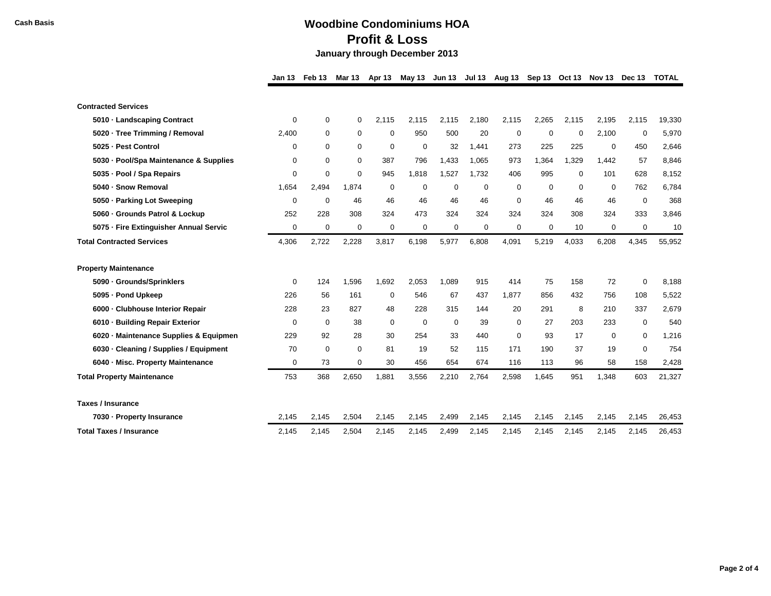**Cash Basis**

# Woodbine Condominiums HOA

## Profit & Loss

### January through December 2013

| | Jan 13 | Feb 13 | Mar 13 | Apr 13 | May 13 | Jun 13 | Jul 13 | Aug 13 | Sep 13 | Oct 13 | Nov 13 | Dec 13 | TOTAL |
|---|---|---|---|---|---|---|---|---|---|---|---|---|---|
| **Contracted Services** | | | | | | | | | | | | | |
| **5010 · Landscaping Contract** | 0 | 0 | 0 | 2,115 | 2,115 | 2,115 | 2,180 | 2,115 | 2,265 | 2,115 | 2,195 | 2,115 | 19,330 |
| **5020 · Tree Trimming / Removal** | 2,400 | 0 | 0 | 0 | 950 | 500 | 20 | 0 | 0 | 0 | 2,100 | 0 | 5,970 |
| **5025 · Pest Control** | 0 | 0 | 0 | 0 | 0 | 32 | 1,441 | 273 | 225 | 225 | 0 | 450 | 2,646 |
| **5030 · Pool/Spa Maintenance & Supplies** | 0 | 0 | 0 | 387 | 796 | 1,433 | 1,065 | 973 | 1,364 | 1,329 | 1,442 | 57 | 8,846 |
| **5035 · Pool / Spa Repairs** | 0 | 0 | 0 | 945 | 1,818 | 1,527 | 1,732 | 406 | 995 | 0 | 101 | 628 | 8,152 |
| **5040 · Snow Removal** | 1,654 | 2,494 | 1,874 | 0 | 0 | 0 | 0 | 0 | 0 | 0 | 0 | 762 | 6,784 |
| **5050 · Parking Lot Sweeping** | 0 | 0 | 46 | 46 | 46 | 46 | 46 | 0 | 46 | 46 | 46 | 0 | 368 |
| **5060 · Grounds Patrol & Lockup** | 252 | 228 | 308 | 324 | 473 | 324 | 324 | 324 | 324 | 308 | 324 | 333 | 3,846 |
| **5075 · Fire Extinguisher Annual Servic** | 0 | 0 | 0 | 0 | 0 | 0 | 0 | 0 | 0 | 10 | 0 | 0 | 10 |
| **Total Contracted Services** | 4,306 | 2,722 | 2,228 | 3,817 | 6,198 | 5,977 | 6,808 | 4,091 | 5,219 | 4,033 | 6,208 | 4,345 | 55,952 |
| **Property Maintenance** | | | | | | | | | | | | | |
| **5090 · Grounds/Sprinklers** | 0 | 124 | 1,596 | 1,692 | 2,053 | 1,089 | 915 | 414 | 75 | 158 | 72 | 0 | 8,188 |
| **5095 · Pond Upkeep** | 226 | 56 | 161 | 0 | 546 | 67 | 437 | 1,877 | 856 | 432 | 756 | 108 | 5,522 |
| **6000 · Clubhouse Interior Repair** | 228 | 23 | 827 | 48 | 228 | 315 | 144 | 20 | 291 | 8 | 210 | 337 | 2,679 |
| **6010 · Building Repair Exterior** | 0 | 0 | 38 | 0 | 0 | 0 | 39 | 0 | 27 | 203 | 233 | 0 | 540 |
| **6020 · Maintenance Supplies & Equipmen** | 229 | 92 | 28 | 30 | 254 | 33 | 440 | 0 | 93 | 17 | 0 | 0 | 1,216 |
| **6030 · Cleaning / Supplies / Equipment** | 70 | 0 | 0 | 81 | 19 | 52 | 115 | 171 | 190 | 37 | 19 | 0 | 754 |
| **6040 · Misc. Property Maintenance** | 0 | 73 | 0 | 30 | 456 | 654 | 674 | 116 | 113 | 96 | 58 | 158 | 2,428 |
| **Total Property Maintenance** | 753 | 368 | 2,650 | 1,881 | 3,556 | 2,210 | 2,764 | 2,598 | 1,645 | 951 | 1,348 | 603 | 21,327 |
| **Taxes / Insurance** | | | | | | | | | | | | | |
| **7030 · Property Insurance** | 2,145 | 2,145 | 2,504 | 2,145 | 2,145 | 2,499 | 2,145 | 2,145 | 2,145 | 2,145 | 2,145 | 2,145 | 26,453 |
| **Total Taxes / Insurance** | 2,145 | 2,145 | 2,504 | 2,145 | 2,145 | 2,499 | 2,145 | 2,145 | 2,145 | 2,145 | 2,145 | 2,145 | 26,453 |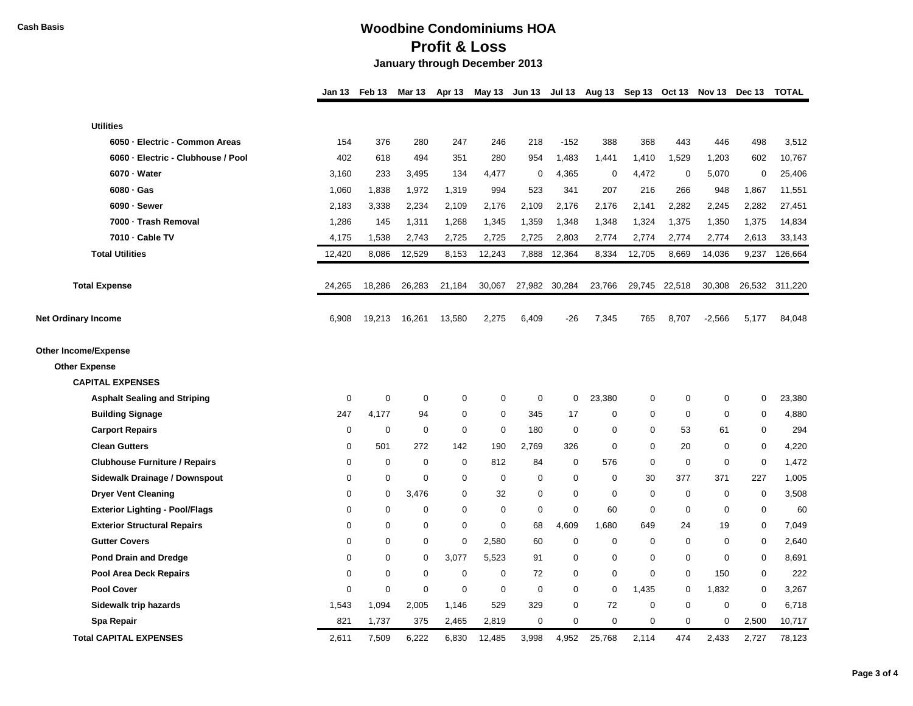Cash Basis

# Woodbine Condominiums HOA
## Profit & Loss
### January through December 2013

| | Jan 13 | Feb 13 | Mar 13 | Apr 13 | May 13 | Jun 13 | Jul 13 | Aug 13 | Sep 13 | Oct 13 | Nov 13 | Dec 13 | TOTAL |
|---|---|---|---|---|---|---|---|---|---|---|---|---|---|
| **Utilities** | | | | | | | | | | | | | |
| **6050 · Electric - Common Areas** | 154 | 376 | 280 | 247 | 246 | 218 | -152 | 388 | 368 | 443 | 446 | 498 | 3,512 |
| **6060 · Electric - Clubhouse / Pool** | 402 | 618 | 494 | 351 | 280 | 954 | 1,483 | 1,441 | 1,410 | 1,529 | 1,203 | 602 | 10,767 |
| **6070 · Water** | 3,160 | 233 | 3,495 | 134 | 4,477 | 0 | 4,365 | 0 | 4,472 | 0 | 5,070 | 0 | 25,406 |
| **6080 · Gas** | 1,060 | 1,838 | 1,972 | 1,319 | 994 | 523 | 341 | 207 | 216 | 266 | 948 | 1,867 | 11,551 |
| **6090 · Sewer** | 2,183 | 3,338 | 2,234 | 2,109 | 2,176 | 2,109 | 2,176 | 2,176 | 2,141 | 2,282 | 2,245 | 2,282 | 27,451 |
| **7000 · Trash Removal** | 1,286 | 145 | 1,311 | 1,268 | 1,345 | 1,359 | 1,348 | 1,348 | 1,324 | 1,375 | 1,350 | 1,375 | 14,834 |
| **7010 · Cable TV** | 4,175 | 1,538 | 2,743 | 2,725 | 2,725 | 2,725 | 2,803 | 2,774 | 2,774 | 2,774 | 2,774 | 2,613 | 33,143 |
| **Total Utilities** | 12,420 | 8,086 | 12,529 | 8,153 | 12,243 | 7,888 | 12,364 | 8,334 | 12,705 | 8,669 | 14,036 | 9,237 | 126,664 |
| **Total Expense** | 24,265 | 18,286 | 26,283 | 21,184 | 30,067 | 27,982 | 30,284 | 23,766 | 29,745 | 22,518 | 30,308 | 26,532 | 311,220 |
| **Net Ordinary Income** | 6,908 | 19,213 | 16,261 | 13,580 | 2,275 | 6,409 | -26 | 7,345 | 765 | 8,707 | -2,566 | 5,177 | 84,048 |
| **Other Income/Expense** | | | | | | | | | | | | | |
| **Other Expense** | | | | | | | | | | | | | |
| **CAPITAL EXPENSES** | | | | | | | | | | | | | |
| **Asphalt Sealing and Striping** | 0 | 0 | 0 | 0 | 0 | 0 | 0 | 23,380 | 0 | 0 | 0 | 0 | 23,380 |
| **Building Signage** | 247 | 4,177 | 94 | 0 | 0 | 345 | 17 | 0 | 0 | 0 | 0 | 0 | 4,880 |
| **Carport Repairs** | 0 | 0 | 0 | 0 | 0 | 180 | 0 | 0 | 0 | 53 | 61 | 0 | 294 |
| **Clean Gutters** | 0 | 501 | 272 | 142 | 190 | 2,769 | 326 | 0 | 0 | 20 | 0 | 0 | 4,220 |
| **Clubhouse Furniture / Repairs** | 0 | 0 | 0 | 0 | 812 | 84 | 0 | 576 | 0 | 0 | 0 | 0 | 1,472 |
| **Sidewalk Drainage / Downspout** | 0 | 0 | 0 | 0 | 0 | 0 | 0 | 0 | 30 | 377 | 371 | 227 | 1,005 |
| **Dryer Vent Cleaning** | 0 | 0 | 3,476 | 0 | 32 | 0 | 0 | 0 | 0 | 0 | 0 | 0 | 3,508 |
| **Exterior Lighting - Pool/Flags** | 0 | 0 | 0 | 0 | 0 | 0 | 0 | 60 | 0 | 0 | 0 | 0 | 60 |
| **Exterior Structural Repairs** | 0 | 0 | 0 | 0 | 0 | 68 | 4,609 | 1,680 | 649 | 24 | 19 | 0 | 7,049 |
| **Gutter Covers** | 0 | 0 | 0 | 0 | 2,580 | 60 | 0 | 0 | 0 | 0 | 0 | 0 | 2,640 |
| **Pond Drain and Dredge** | 0 | 0 | 0 | 3,077 | 5,523 | 91 | 0 | 0 | 0 | 0 | 0 | 0 | 8,691 |
| **Pool Area Deck Repairs** | 0 | 0 | 0 | 0 | 0 | 72 | 0 | 0 | 0 | 0 | 150 | 0 | 222 |
| **Pool Cover** | 0 | 0 | 0 | 0 | 0 | 0 | 0 | 0 | 1,435 | 0 | 1,832 | 0 | 3,267 |
| **Sidewalk trip hazards** | 1,543 | 1,094 | 2,005 | 1,146 | 529 | 329 | 0 | 72 | 0 | 0 | 0 | 0 | 6,718 |
| **Spa Repair** | 821 | 1,737 | 375 | 2,465 | 2,819 | 0 | 0 | 0 | 0 | 0 | 0 | 2,500 | 10,717 |
| **Total CAPITAL EXPENSES** | 2,611 | 7,509 | 6,222 | 6,830 | 12,485 | 3,998 | 4,952 | 25,768 | 2,114 | 474 | 2,433 | 2,727 | 78,123 |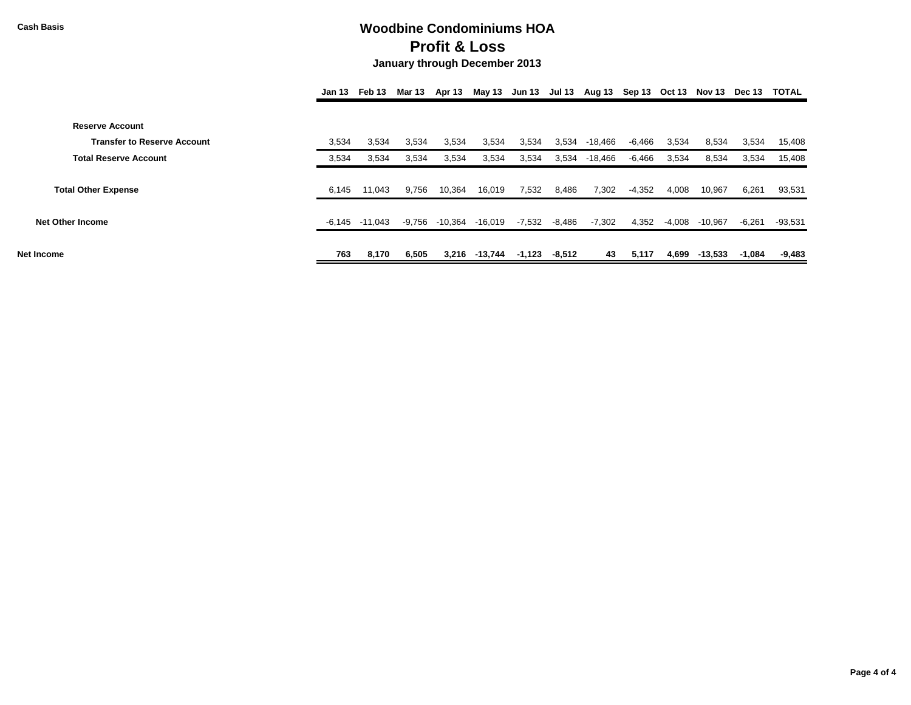Cash Basis

# Woodbine Condominiums HOA

## Profit & Loss

### January through December 2013

| | Jan 13 | Feb 13 | Mar 13 | Apr 13 | May 13 | Jun 13 | Jul 13 | Aug 13 | Sep 13 | Oct 13 | Nov 13 | Dec 13 | TOTAL |
|---|---|---|---|---|---|---|---|---|---|---|---|---|---|
| **Reserve Account** | | | | | | | | | | | | | |
| **Transfer to Reserve Account** | 3,534 | 3,534 | 3,534 | 3,534 | 3,534 | 3,534 | 3,534 | -18,466 | -6,466 | 3,534 | 8,534 | 3,534 | 15,408 |
| **Total Reserve Account** | 3,534 | 3,534 | 3,534 | 3,534 | 3,534 | 3,534 | 3,534 | -18,466 | -6,466 | 3,534 | 8,534 | 3,534 | 15,408 |
| **Total Other Expense** | 6,145 | 11,043 | 9,756 | 10,364 | 16,019 | 7,532 | 8,486 | 7,302 | -4,352 | 4,008 | 10,967 | 6,261 | 93,531 |
| **Net Other Income** | -6,145 | -11,043 | -9,756 | -10,364 | -16,019 | -7,532 | -8,486 | -7,302 | 4,352 | -4,008 | -10,967 | -6,261 | -93,531 |
| **Net Income** | **763** | **8,170** | **6,505** | **3,216** | **-13,744** | **-1,123** | **-8,512** | **43** | **5,117** | **4,699** | **-13,533** | **-1,084** | **-9,483** |